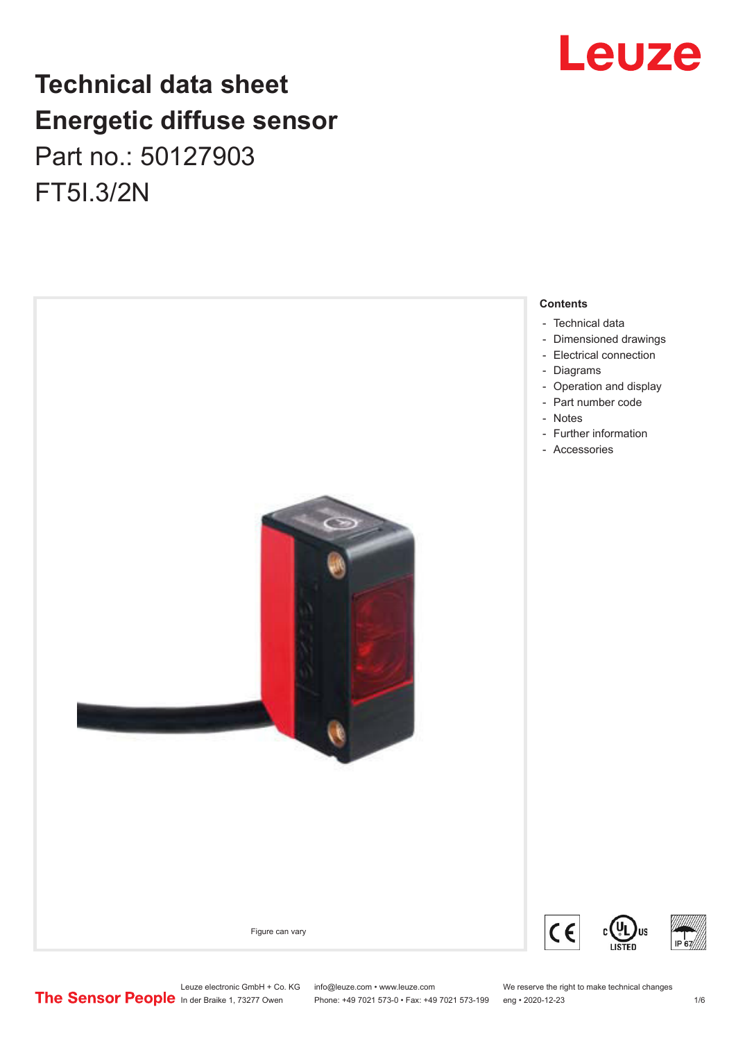# Technical data sheet
# Energetic diffuse sensor

Part no.: 50127903

FT5I.3/2N

Figure can vary

**Contents**

- Technical data
- Dimensioned drawings
- Electrical connection
- Diagrams
- Operation and display
- Part number code
- Notes
- Further information
- Accessories

Leuze electronic GmbH + Co. KG
In der Braike 1, 73277 Owen

info@leuze.com • www.leuze.com
Phone: +49 7021 573-0 • Fax: +49 7021 573-199

We reserve the right to make technical changes
eng • 2020-12-23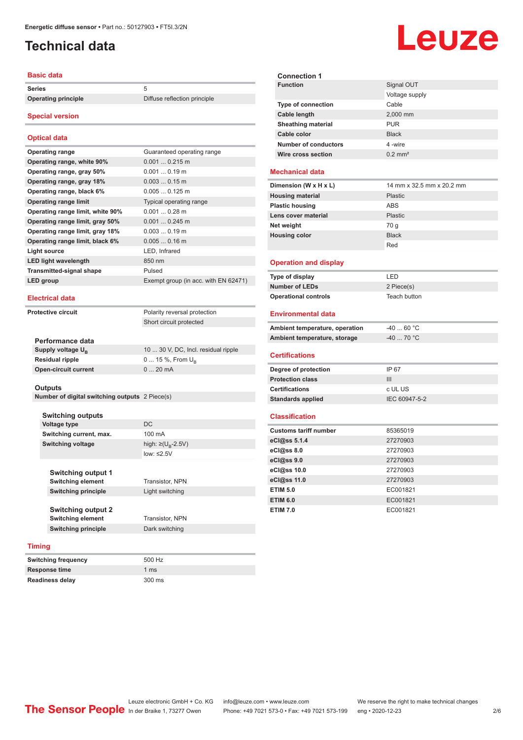# Technical data

## Basic data

| | |
|---|---|
| Series | 5 |
| Operating principle | Diffuse reflection principle |

## Special version

## Optical data

| | |
|---|---|
| Operating range | Guaranteed operating range |
| Operating range, white 90% | 0.001 ... 0.215 m |
| Operating range, gray 50% | 0.001 ... 0.19 m |
| Operating range, gray 18% | 0.003 ... 0.15 m |
| Operating range, black 6% | 0.005 ... 0.125 m |
| Operating range limit | Typical operating range |
| Operating range limit, white 90% | 0.001 ... 0.28 m |
| Operating range limit, gray 50% | 0.001 ... 0.245 m |
| Operating range limit, gray 18% | 0.003 ... 0.19 m |
| Operating range limit, black 6% | 0.005 ... 0.16 m |
| Light source | LED, Infrared |
| LED light wavelength | 850 nm |
| Transmitted-signal shape | Pulsed |
| LED group | Exempt group (in acc. with EN 62471) |

## Electrical data

| | |
|---|---|
| Protective circuit | Polarity reversal protection |
| | Short circuit protected |

### Performance data

| | |
|---|---|
| Supply voltage $U_B$ | 10 ... 30 V, DC, Incl. residual ripple |
| Residual ripple | 0 ... 15 %, From $U_B$ |
| Open-circuit current | 0 ... 20 mA |

### Outputs

| | |
|---|---|
| Number of digital switching outputs | 2 Piece(s) |

#### Switching outputs

| | |
|---|---|
| Voltage type | DC |
| Switching current, max. | 100 mA |
| Switching voltage | high: ≥($U_B$-2.5V) |
| | low: ≤2.5V |

##### Switching output 1

| | |
|---|---|
| Switching element | Transistor, NPN |
| Switching principle | Light switching |

##### Switching output 2

| | |
|---|---|
| Switching element | Transistor, NPN |
| Switching principle | Dark switching |

## Timing

| | |
|---|---|
| Switching frequency | 500 Hz |
| Response time | 1 ms |
| Readiness delay | 300 ms |

### Connection 1

| | |
|---|---|
| Function | Signal OUT |
| | Voltage supply |
| Type of connection | Cable |
| Cable length | 2,000 mm |
| Sheathing material | PUR |
| Cable color | Black |
| Number of conductors | 4 -wire |
| Wire cross section | 0.2 mm² |

## Mechanical data

| | |
|---|---|
| Dimension (W x H x L) | 14 mm x 32.5 mm x 20.2 mm |
| Housing material | Plastic |
| Plastic housing | ABS |
| Lens cover material | Plastic |
| Net weight | 70 g |
| Housing color | Black |
| | Red |

## Operation and display

| | |
|---|---|
| Type of display | LED |
| Number of LEDs | 2 Piece(s) |
| Operational controls | Teach button |

## Environmental data

| | |
|---|---|
| Ambient temperature, operation | -40 ... 60 °C |
| Ambient temperature, storage | -40 ... 70 °C |

## Certifications

| | |
|---|---|
| Degree of protection | IP 67 |
| Protection class | III |
| Certifications | c UL US |
| Standards applied | IEC 60947-5-2 |

## Classification

| | |
|---|---|
| Customs tariff number | 85365019 |
| eCl@ss 5.1.4 | 27270903 |
| eCl@ss 8.0 | 27270903 |
| eCl@ss 9.0 | 27270903 |
| eCl@ss 10.0 | 27270903 |
| eCl@ss 11.0 | 27270903 |
| ETIM 5.0 | EC001821 |
| ETIM 6.0 | EC001821 |
| ETIM 7.0 | EC001821 |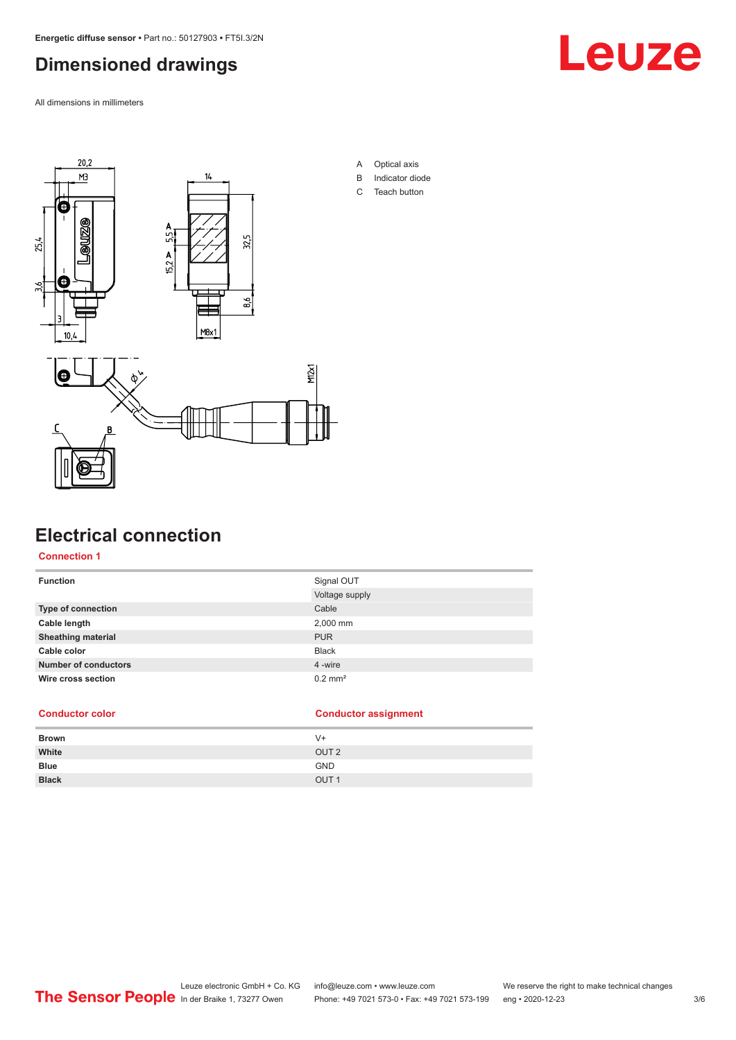# Dimensioned drawings

All dimensions in millimeters

20,2
M3
25,4
3,6
3
10,4
14
5,5
15,2
32,5
8,6
M8x1
Ø 4
M12x1
A
B
C

A Optical axis
B Indicator diode
C Teach button

# Electrical connection

## Connection 1

| | |
|---|---|
| **Function** | Signal OUT |
| | Voltage supply |
| **Type of connection** | Cable |
| **Cable length** | 2,000 mm |
| **Sheathing material** | PUR |
| **Cable color** | Black |
| **Number of conductors** | 4 -wire |
| **Wire cross section** | 0.2 mm² |

| Conductor color | Conductor assignment |
|---|---|
| **Brown** | V+ |
| **White** | OUT 2 |
| **Blue** | GND |
| **Black** | OUT 1 |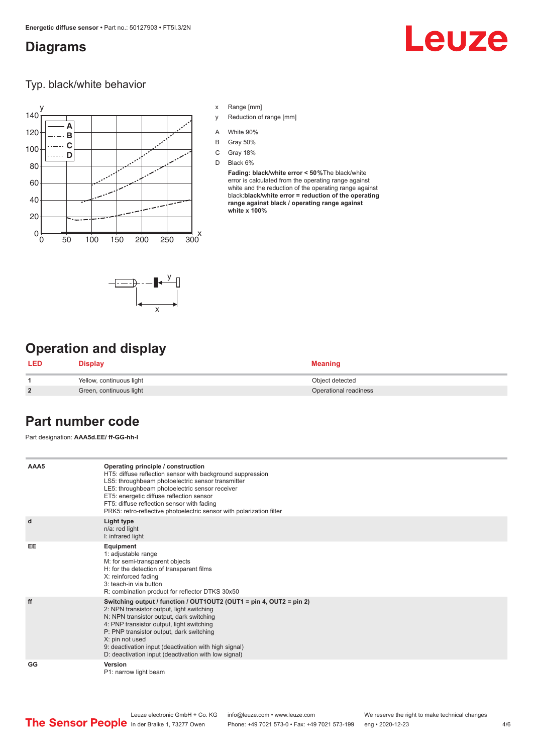## Diagrams

### Typ. black/white behavior

x Range [mm]

y Reduction of range [mm]

A White 90%

B Gray 50%

C Gray 18%

D Black 6%

**Fading: black/white error < 50 %**The black/white error is calculated from the operating range against white and the reduction of the operating range against black:**black/white error = reduction of the operating range against black / operating range against white x 100%**

## Operation and display

| LED | Display | Meaning |
|---|---|---|
| 1 | Yellow, continuous light | Object detected |
| 2 | Green, continuous light | Operational readiness |

## Part number code

Part designation: **AAA5d.EE/ ff-GG-hh-I**

| | |
|---|---|
| AAA5 | **Operating principle / construction**<br>HT5: diffuse reflection sensor with background suppression<br>LS5: throughbeam photoelectric sensor transmitter<br>LE5: throughbeam photoelectric sensor receiver<br>ET5: energetic diffuse reflection sensor<br>FT5: diffuse reflection sensor with fading<br>PRK5: retro-reflective photoelectric sensor with polarization filter |
| d | **Light type**<br>n/a: red light<br>I: infrared light |
| EE | **Equipment**<br>1: adjustable range<br>M: for semi-transparent objects<br>H: for the detection of transparent films<br>X: reinforced fading<br>3: teach-in via button<br>R: combination product for reflector DTKS 30x50 |
| ff | **Switching output / function / OUT1OUT2 (OUT1 = pin 4, OUT2 = pin 2)**<br>2: NPN transistor output, light switching<br>N: NPN transistor output, dark switching<br>4: PNP transistor output, light switching<br>P: PNP transistor output, dark switching<br>X: pin not used<br>9: deactivation input (deactivation with high signal)<br>D: deactivation input (deactivation with low signal) |
| GG | **Version**<br>P1: narrow light beam |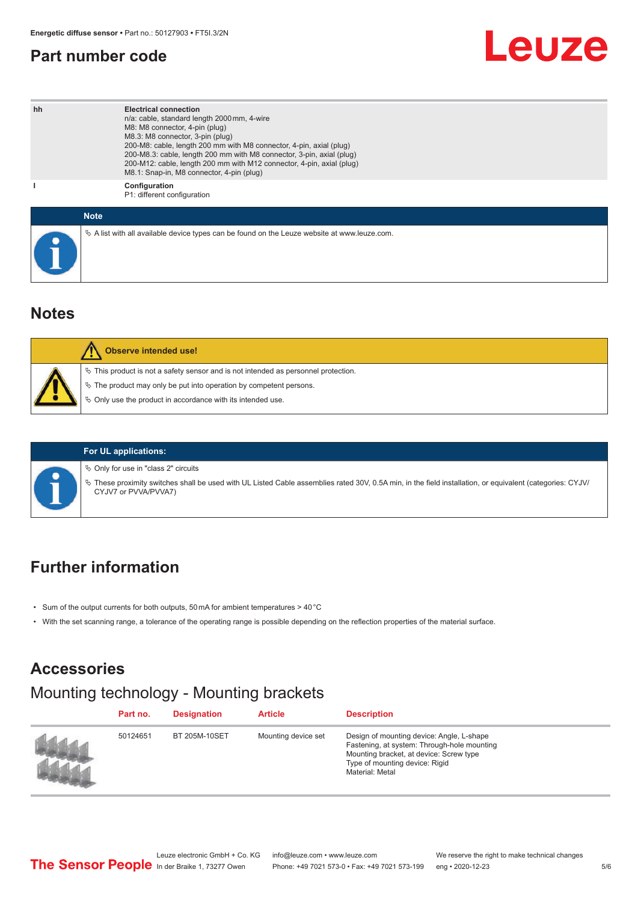## Part number code

| | |
|---|---|
| hh | **Electrical connection**<br>n/a: cable, standard length 2000 mm, 4-wire<br>M8: M8 connector, 4-pin (plug)<br>M8.3: M8 connector, 3-pin (plug)<br>200-M8: cable, length 200 mm with M8 connector, 4-pin, axial (plug)<br>200-M8.3: cable, length 200 mm with M8 connector, 3-pin, axial (plug)<br>200-M12: cable, length 200 mm with M12 connector, 4-pin, axial (plug)<br>M8.1: Snap-in, M8 connector, 4-pin (plug) |
| I | **Configuration**<br>P1: different configuration |

**Note**

- A list with all available device types can be found on the Leuze website at www.leuze.com.

## Notes

**Observe intended use!**

- This product is not a safety sensor and is not intended as personnel protection.
- The product may only be put into operation by competent persons.
- Only use the product in accordance with its intended use.

**For UL applications:**

- Only for use in "class 2" circuits
- These proximity switches shall be used with UL Listed Cable assemblies rated 30V, 0.5A min, in the field installation, or equivalent (categories: CYJV/CYJV7 or PVVA/PVVA7)

## Further information

- Sum of the output currents for both outputs, 50 mA for ambient temperatures > 40 °C
- With the set scanning range, a tolerance of the operating range is possible depending on the reflection properties of the material surface.

## Accessories

### Mounting technology - Mounting brackets

| Part no. | Designation | Article | Description |
|---|---|---|---|
| 50124651 | BT 205M-10SET | Mounting device set | Design of mounting device: Angle, L-shape<br>Fastening, at system: Through-hole mounting<br>Mounting bracket, at device: Screw type<br>Type of mounting device: Rigid<br>Material: Metal |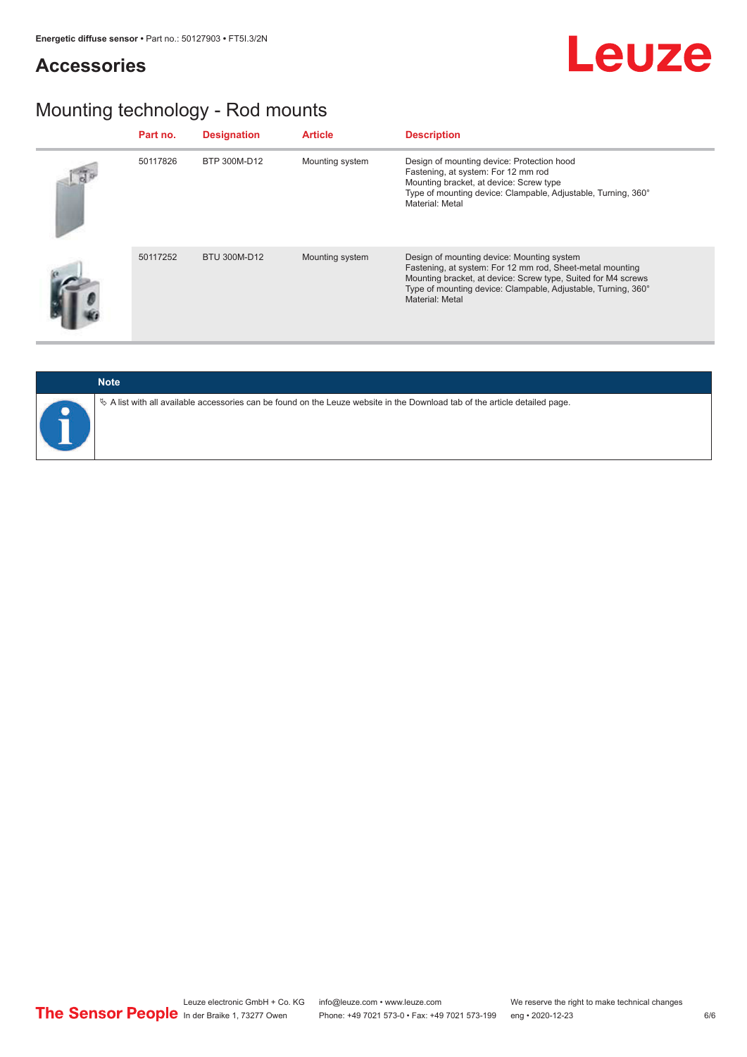## Accessories

## Mounting technology - Rod mounts

| | Part no. | Designation | Article | Description |
|---|---|---|---|---|
| | 50117826 | BTP 300M-D12 | Mounting system | Design of mounting device: Protection hood<br>Fastening, at system: For 12 mm rod<br>Mounting bracket, at device: Screw type<br>Type of mounting device: Clampable, Adjustable, Turning, 360°<br>Material: Metal |
| | 50117252 | BTU 300M-D12 | Mounting system | Design of mounting device: Mounting system<br>Fastening, at system: For 12 mm rod, Sheet-metal mounting<br>Mounting bracket, at device: Screw type, Suited for M4 screws<br>Type of mounting device: Clampable, Adjustable, Turning, 360°<br>Material: Metal |

**Note**

↳ A list with all available accessories can be found on the Leuze website in the Download tab of the article detailed page.